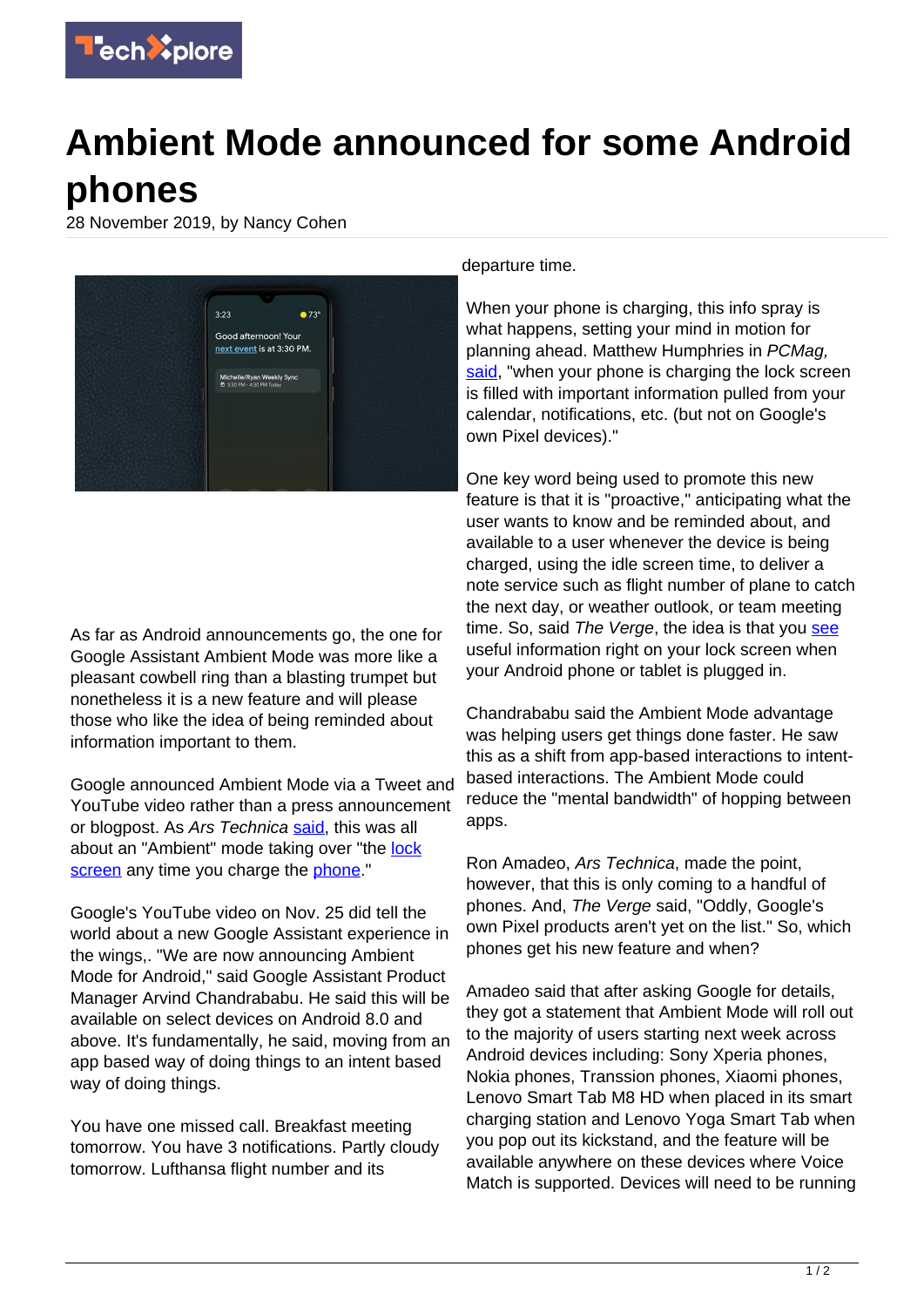# Ambient Mode announced for some Android phones

28 November 2019, by Nancy Cohen

As far as Android announcements go, the one for Google Assistant Ambient Mode was more like a pleasant cowbell ring than a blasting trumpet but nonetheless it is a new feature and will please those who like the idea of being reminded about information important to them.

Google announced Ambient Mode via a Tweet and YouTube video rather than a press announcement or blogpost. As *Ars Technica* said, this was all about an "Ambient" mode taking over "the lock screen any time you charge the phone."

Google's YouTube video on Nov. 25 did tell the world about a new Google Assistant experience in the wings,. "We are now announcing Ambient Mode for Android," said Google Assistant Product Manager Arvind Chandrababu. He said this will be available on select devices on Android 8.0 and above. It's fundamentally, he said, moving from an app based way of doing things to an intent based way of doing things.

You have one missed call. Breakfast meeting tomorrow. You have 3 notifications. Partly cloudy tomorrow. Lufthansa flight number and its departure time.

When your phone is charging, this info spray is what happens, setting your mind in motion for planning ahead. Matthew Humphries in *PCMag,* said, "when your phone is charging the lock screen is filled with important information pulled from your calendar, notifications, etc. (but not on Google's own Pixel devices)."

One key word being used to promote this new feature is that it is "proactive," anticipating what the user wants to know and be reminded about, and available to a user whenever the device is being charged, using the idle screen time, to deliver a note service such as flight number of plane to catch the next day, or weather outlook, or team meeting time. So, said *The Verge*, the idea is that you see useful information right on your lock screen when your Android phone or tablet is plugged in.

Chandrababu said the Ambient Mode advantage was helping users get things done faster. He saw this as a shift from app-based interactions to intent-based interactions. The Ambient Mode could reduce the "mental bandwidth" of hopping between apps.

Ron Amadeo, *Ars Technica*, made the point, however, that this is only coming to a handful of phones. And, *The Verge* said, "Oddly, Google's own Pixel products aren't yet on the list." So, which phones get his new feature and when?

Amadeo said that after asking Google for details, they got a statement that Ambient Mode will roll out to the majority of users starting next week across Android devices including: Sony Xperia phones, Nokia phones, Transsion phones, Xiaomi phones, Lenovo Smart Tab M8 HD when placed in its smart charging station and Lenovo Yoga Smart Tab when you pop out its kickstand, and the feature will be available anywhere on these devices where Voice Match is supported. Devices will need to be running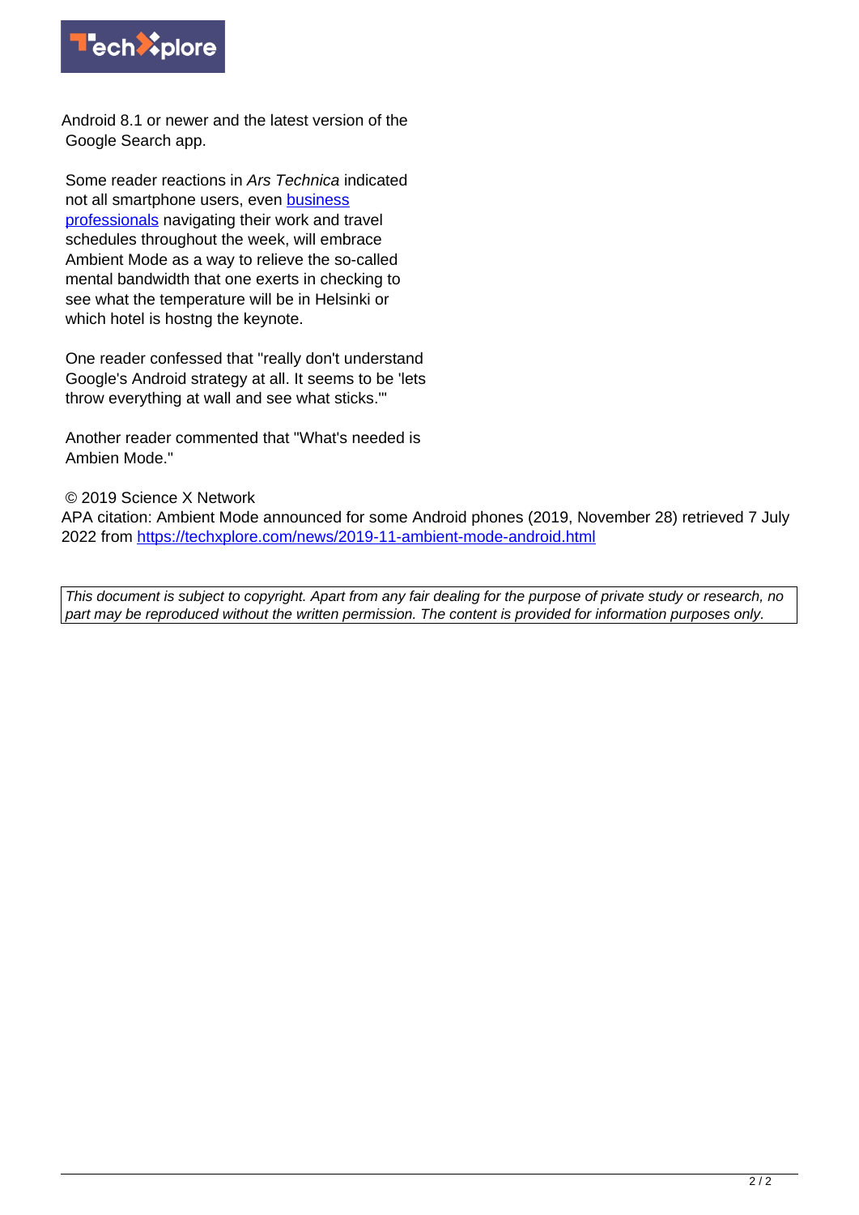Android 8.1 or newer and the latest version of the Google Search app.

Some reader reactions in *Ars Technica* indicated not all smartphone users, even [business professionals](https://techxplore.com/tags/business+professionals/) navigating their work and travel schedules throughout the week, will embrace Ambient Mode as a way to relieve the so-called mental bandwidth that one exerts in checking to see what the temperature will be in Helsinki or which hotel is hostng the keynote.

One reader confessed that "really don't understand Google's Android strategy at all. It seems to be 'lets throw everything at wall and see what sticks.'"

Another reader commented that "What's needed is Ambien Mode."

© 2019 Science X Network

APA citation: Ambient Mode announced for some Android phones (2019, November 28) retrieved 7 July 2022 from https://techxplore.com/news/2019-11-ambient-mode-android.html

*This document is subject to copyright. Apart from any fair dealing for the purpose of private study or research, no part may be reproduced without the written permission. The content is provided for information purposes only.*